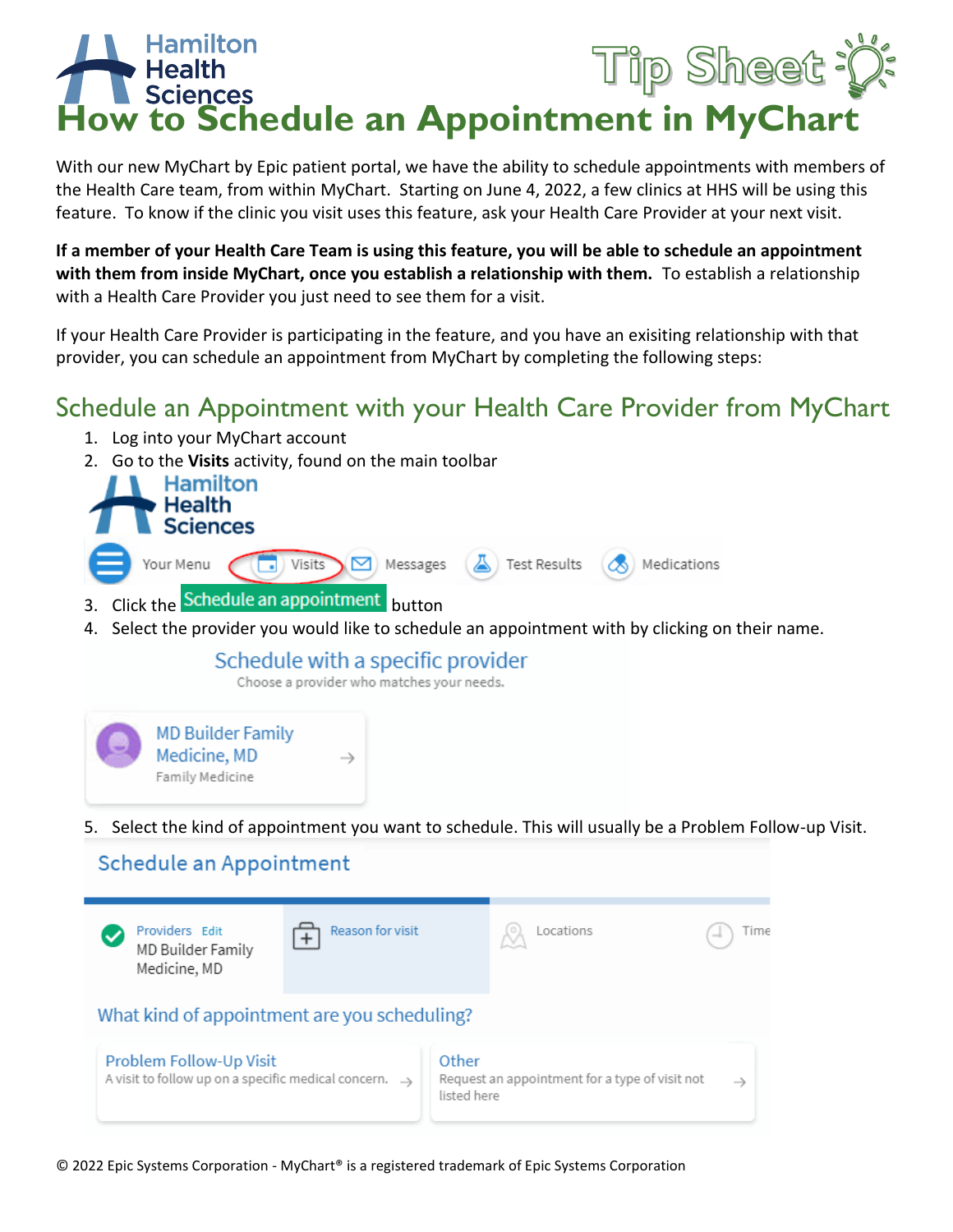# How to Schedule an Appointment in MyChart

With our new MyChart by Epic patient portal, we have the ability to schedule appointments with members of the Health Care team, from within MyChart. Starting on June 4, 2022, a few clinics at HHS will be using this feature. To know if the clinic you visit uses this feature, ask your Health Care Provider at your next visit.

**If a member of your Health Care Team is using this feature, you will be able to schedule an appointment with them from inside MyChart, once you establish a relationship with them.** To establish a relationship with a Health Care Provider you just need to see them for a visit.

If your Health Care Provider is participating in the feature, and you have an exisiting relationship with that provider, you can schedule an appointment from MyChart by completing the following steps:

## Schedule an Appointment with your Health Care Provider from MyChart

1. Log into your MyChart account
2. Go to the **Visits** activity, found on the main toolbar

   Hamilton Health Sciences

   Your Menu Visits Messages Test Results Medications

3. Click the Schedule an appointment button
4. Select the provider you would like to schedule an appointment with by clicking on their name.

   Schedule with a specific provider
   Choose a provider who matches your needs.

   MD Builder Family Medicine, MD
   Family Medicine

5. Select the kind of appointment you want to schedule. This will usually be a Problem Follow-up Visit.

   Schedule an Appointment

   Providers Edit
   MD Builder Family Medicine, MD
   Reason for visit
   Locations
   Time

   What kind of appointment are you scheduling?

   Problem Follow-Up Visit
   A visit to follow up on a specific medical concern.

   Other
   Request an appointment for a type of visit not listed here

© 2022 Epic Systems Corporation - MyChart® is a registered trademark of Epic Systems Corporation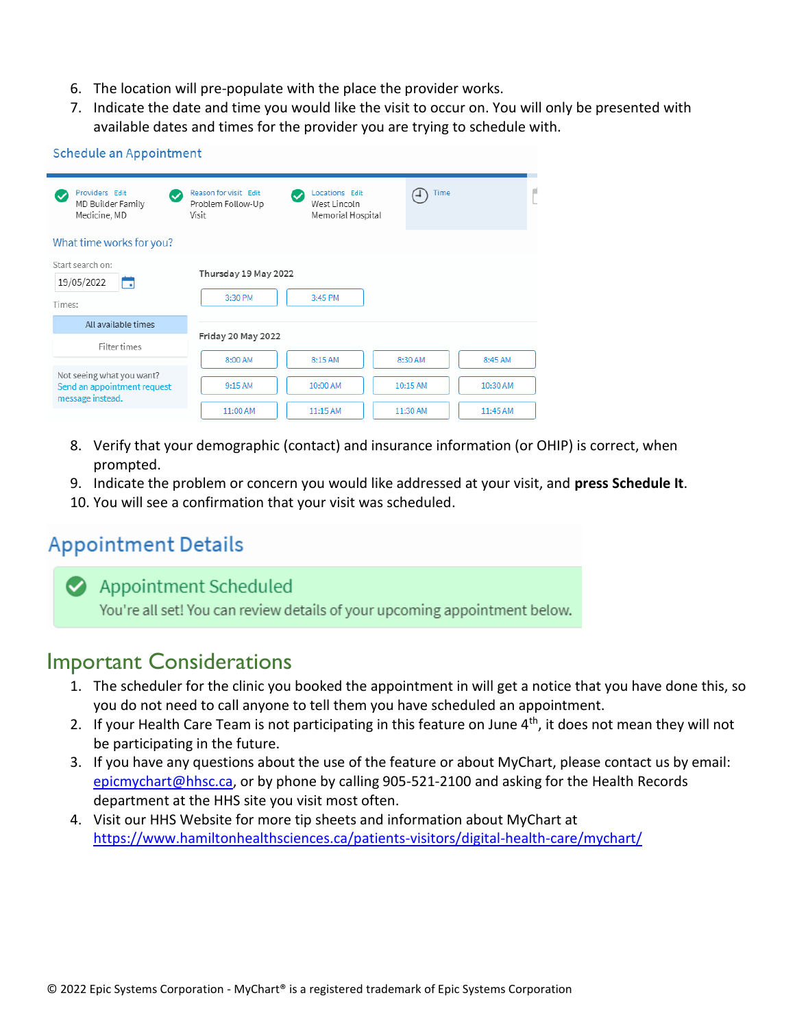6. The location will pre-populate with the place the provider works.
7. Indicate the date and time you would like the visit to occur on. You will only be presented with available dates and times for the provider you are trying to schedule with.

Schedule an Appointment

Providers Edit
MD Builder Family Medicine, MD

Reason for visit Edit
Problem Follow-Up Visit

Locations Edit
West Lincoln Memorial Hospital

Time

What time works for you?

Start search on:
19/05/2022

Times:
All available times
Filter times

Not seeing what you want?
Send an appointment request message instead.

Thursday 19 May 2022
3:30 PM
3:45 PM

Friday 20 May 2022
8:00 AM
8:15 AM
8:30 AM
8:45 AM
9:15 AM
10:00 AM
10:15 AM
10:30 AM
11:00 AM
11:15 AM
11:30 AM
11:45 AM

8. Verify that your demographic (contact) and insurance information (or OHIP) is correct, when prompted.
9. Indicate the problem or concern you would like addressed at your visit, and **press Schedule It**.
10. You will see a confirmation that your visit was scheduled.

Appointment Details

Appointment Scheduled
You're all set! You can review details of your upcoming appointment below.

## Important Considerations

1. The scheduler for the clinic you booked the appointment in will get a notice that you have done this, so you do not need to call anyone to tell them you have scheduled an appointment.
2. If your Health Care Team is not participating in this feature on June 4th, it does not mean they will not be participating in the future.
3. If you have any questions about the use of the feature or about MyChart, please contact us by email: epicmychart@hhsc.ca, or by phone by calling 905-521-2100 and asking for the Health Records department at the HHS site you visit most often.
4. Visit our HHS Website for more tip sheets and information about MyChart at https://www.hamiltonhealthsciences.ca/patients-visitors/digital-health-care/mychart/

© 2022 Epic Systems Corporation - MyChart® is a registered trademark of Epic Systems Corporation